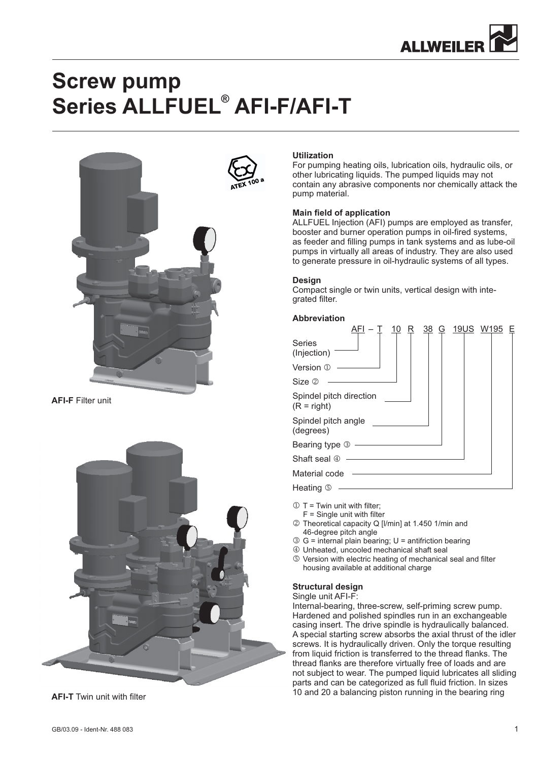# Screw pump
# Series ALLFUEL® AFI-F/AFI-T

**AFI-F** Filter unit

**AFI-T** Twin unit with filter

**Utilization**

For pumping heating oils, lubrication oils, hydraulic oils, or other lubricating liquids. The pumped liquids may not contain any abrasive components nor chemically attack the pump material.

**Main field of application**

ALLFUEL Injection (AFI) pumps are employed as transfer, booster and burner operation pumps in oil-fired systems, as feeder and filling pumps in tank systems and as lube-oil pumps in virtually all areas of industry. They are also used to generate pressure in oil-hydraulic systems of all types.

**Design**

Compact single or twin units, vertical design with integrated filter.

**Abbreviation**

AFI – T 10 R 38 G 19US W195 E

- Series (Injection): AFI
- Version ①: T
- Size ②: 10
- Spindel pitch direction (R = right): R
- Spindel pitch angle (degrees): 38
- Bearing type ③: G
- Shaft seal ④: 19US
- Material code: W195
- Heating ⑤: E

① T = Twin unit with filter;
F = Single unit with filter
② Theoretical capacity Q [l/min] at 1.450 1/min and 46-degree pitch angle
③ G = internal plain bearing; U = antifriction bearing
④ Unheated, uncooled mechanical shaft seal
⑤ Version with electric heating of mechanical seal and filter housing available at additional charge

**Structural design**

Single unit AFI-F:

Internal-bearing, three-screw, self-priming screw pump. Hardened and polished spindles run in an exchangeable casing insert. The drive spindle is hydraulically balanced. A special starting screw absorbs the axial thrust of the idler screws. It is hydraulically driven. Only the torque resulting from liquid friction is transferred to the thread flanks. The thread flanks are therefore virtually free of loads and are not subject to wear. The pumped liquid lubricates all sliding parts and can be categorized as full fluid friction. In sizes 10 and 20 a balancing piston running in the bearing ring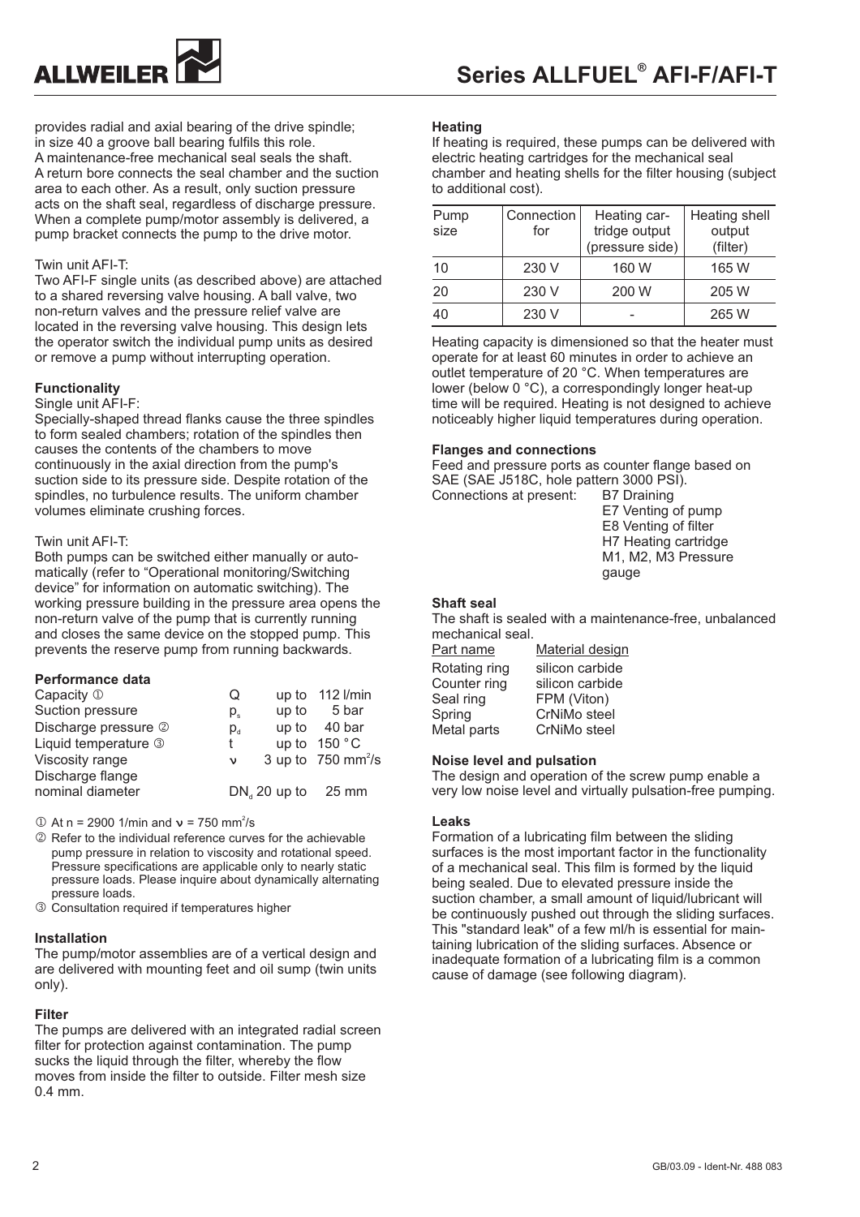provides radial and axial bearing of the drive spindle; in size 40 a groove ball bearing fulfils this role. A maintenance-free mechanical seal seals the shaft. A return bore connects the seal chamber and the suction area to each other. As a result, only suction pressure acts on the shaft seal, regardless of discharge pressure. When a complete pump/motor assembly is delivered, a pump bracket connects the pump to the drive motor.

Twin unit AFI-T:
Two AFI-F single units (as described above) are attached to a shared reversing valve housing. A ball valve, two non-return valves and the pressure relief valve are located in the reversing valve housing. This design lets the operator switch the individual pump units as desired or remove a pump without interrupting operation.

### Functionality

Single unit AFI-F:
Specially-shaped thread flanks cause the three spindles to form sealed chambers; rotation of the spindles then causes the contents of the chambers to move continuously in the axial direction from the pump's suction side to its pressure side. Despite rotation of the spindles, no turbulence results. The uniform chamber volumes eliminate crushing forces.

Twin unit AFI-T:
Both pumps can be switched either manually or automatically (refer to "Operational monitoring/Switching device" for information on automatic switching). The working pressure building in the pressure area opens the non-return valve of the pump that is currently running and closes the same device on the stopped pump. This prevents the reserve pump from running backwards.

### Performance data

| | | |
|---|---|---|
| Capacity ① | $Q$ | up to 112 l/min |
| Suction pressure | $p_s$ | up to 5 bar |
| Discharge pressure ② | $p_d$ | up to 40 bar |
| Liquid temperature ③ | $t$ | up to 150 °C |
| Viscosity range | $\nu$ | 3 up to 750 mm²/s |
| Discharge flange nominal diameter | $DN_d$ | 20 up to 25 mm |

① At n = 2900 1/min and $\nu$ = 750 mm²/s
② Refer to the individual reference curves for the achievable pump pressure in relation to viscosity and rotational speed. Pressure specifications are applicable only to nearly static pressure loads. Please inquire about dynamically alternating pressure loads.
③ Consultation required if temperatures higher

### Installation

The pump/motor assemblies are of a vertical design and are delivered with mounting feet and oil sump (twin units only).

### Filter

The pumps are delivered with an integrated radial screen filter for protection against contamination. The pump sucks the liquid through the filter, whereby the flow moves from inside the filter to outside. Filter mesh size 0.4 mm.

### Heating

If heating is required, these pumps can be delivered with electric heating cartridges for the mechanical seal chamber and heating shells for the filter housing (subject to additional cost).

| Pump size | Connection for | Heating cartridge output (pressure side) | Heating shell output (filter) |
|---|---|---|---|
| 10 | 230 V | 160 W | 165 W |
| 20 | 230 V | 200 W | 205 W |
| 40 | 230 V | - | 265 W |

Heating capacity is dimensioned so that the heater must operate for at least 60 minutes in order to achieve an outlet temperature of 20 °C. When temperatures are lower (below 0 °C), a correspondingly longer heat-up time will be required. Heating is not designed to achieve noticeably higher liquid temperatures during operation.

### Flanges and connections

Feed and pressure ports as counter flange based on SAE (SAE J518C, hole pattern 3000 PSI).
Connections at present:
- B7 Draining
- E7 Venting of pump
- E8 Venting of filter
- H7 Heating cartridge
- M1, M2, M3 Pressure gauge

### Shaft seal

The shaft is sealed with a maintenance-free, unbalanced mechanical seal.

| Part name | Material design |
|---|---|
| Rotating ring | silicon carbide |
| Counter ring | silicon carbide |
| Seal ring | FPM (Viton) |
| Spring | CrNiMo steel |
| Metal parts | CrNiMo steel |

### Noise level and pulsation

The design and operation of the screw pump enable a very low noise level and virtually pulsation-free pumping.

### Leaks

Formation of a lubricating film between the sliding surfaces is the most important factor in the functionality of a mechanical seal. This film is formed by the liquid being sealed. Due to elevated pressure inside the suction chamber, a small amount of liquid/lubricant will be continuously pushed out through the sliding surfaces. This "standard leak" of a few ml/h is essential for maintaining lubrication of the sliding surfaces. Absence or inadequate formation of a lubricating film is a common cause of damage (see following diagram).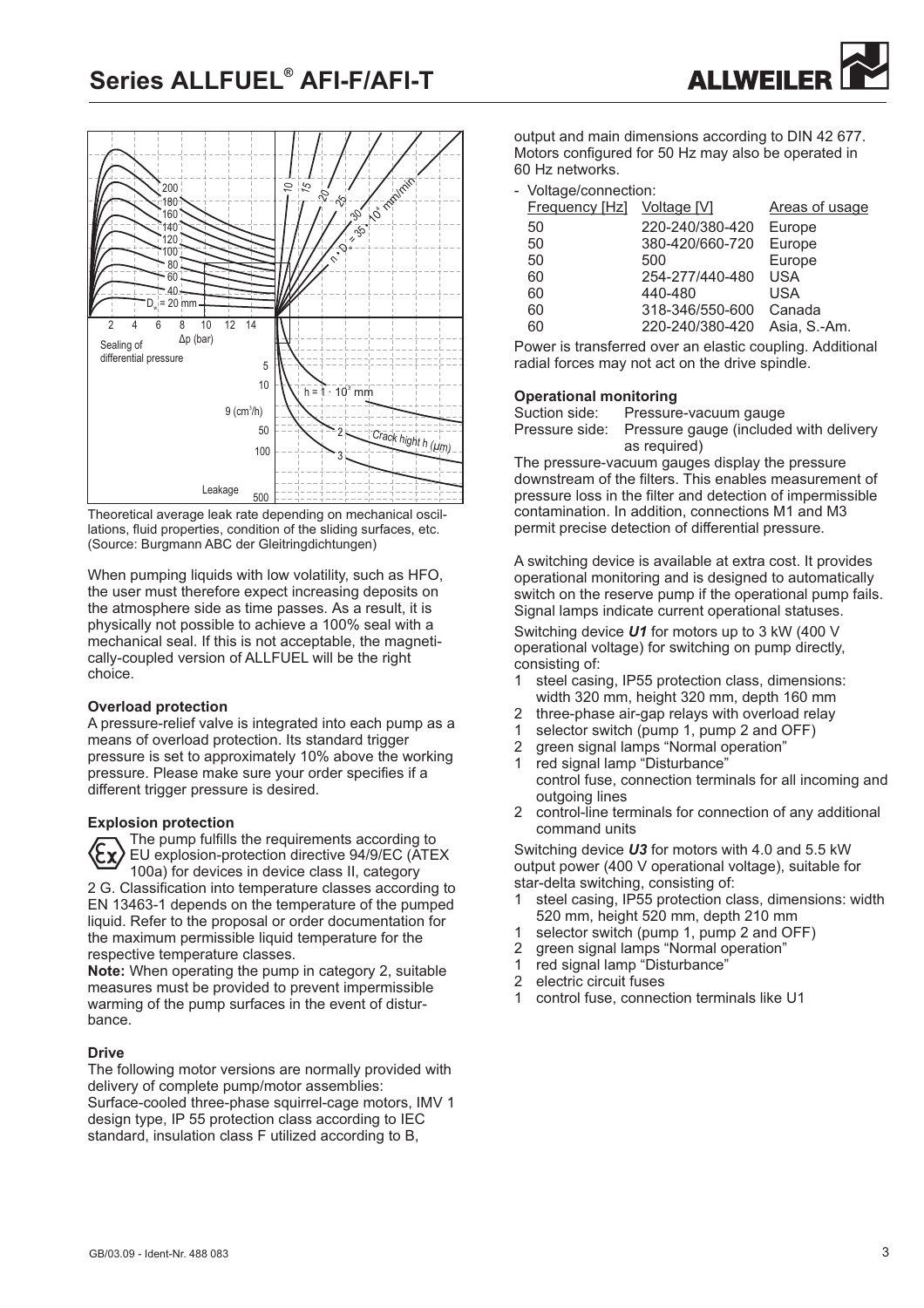Theoretical average leak rate depending on mechanical oscillations, fluid properties, condition of the sliding surfaces, etc. (Source: Burgmann ABC der Gleitringdichtungen)

When pumping liquids with low volatility, such as HFO, the user must therefore expect increasing deposits on the atmosphere side as time passes. As a result, it is physically not possible to achieve a 100% seal with a mechanical seal. If this is not acceptable, the magnetically-coupled version of ALLFUEL will be the right choice.

**Overload protection**

A pressure-relief valve is integrated into each pump as a means of overload protection. Its standard trigger pressure is set to approximately 10% above the working pressure. Please make sure your order specifies if a different trigger pressure is desired.

**Explosion protection**

The pump fulfills the requirements according to EU explosion-protection directive 94/9/EC (ATEX 100a) for devices in device class II, category 2 G. Classification into temperature classes according to EN 13463-1 depends on the temperature of the pumped liquid. Refer to the proposal or order documentation for the maximum permissible liquid temperature for the respective temperature classes.

**Note:** When operating the pump in category 2, suitable measures must be provided to prevent impermissible warming of the pump surfaces in the event of disturbance.

**Drive**

The following motor versions are normally provided with delivery of complete pump/motor assemblies:
Surface-cooled three-phase squirrel-cage motors, IMV 1 design type, IP 55 protection class according to IEC standard, insulation class F utilized according to B, output and main dimensions according to DIN 42 677. Motors configured for 50 Hz may also be operated in 60 Hz networks.

- Voltage/connection:

| Frequency [Hz] | Voltage [V] | Areas of usage |
|---|---|---|
| 50 | 220-240/380-420 | Europe |
| 50 | 380-420/660-720 | Europe |
| 50 | 500 | Europe |
| 60 | 254-277/440-480 | USA |
| 60 | 440-480 | USA |
| 60 | 318-346/550-600 | Canada |
| 60 | 220-240/380-420 | Asia, S.-Am. |

Power is transferred over an elastic coupling. Additional radial forces may not act on the drive spindle.

**Operational monitoring**

Suction side: Pressure-vacuum gauge
Pressure side: Pressure gauge (included with delivery as required)

The pressure-vacuum gauges display the pressure downstream of the filters. This enables measurement of pressure loss in the filter and detection of impermissible contamination. In addition, connections M1 and M3 permit precise detection of differential pressure.

A switching device is available at extra cost. It provides operational monitoring and is designed to automatically switch on the reserve pump if the operational pump fails. Signal lamps indicate current operational statuses.

Switching device ***U1*** for motors up to 3 kW (400 V operational voltage) for switching on pump directly, consisting of:

- 1 steel casing, IP55 protection class, dimensions: width 320 mm, height 320 mm, depth 160 mm
- 2 three-phase air-gap relays with overload relay
- 1 selector switch (pump 1, pump 2 and OFF)
- 2 green signal lamps "Normal operation"
- 1 red signal lamp "Disturbance"
  control fuse, connection terminals for all incoming and outgoing lines
- 2 control-line terminals for connection of any additional command units

Switching device ***U3*** for motors with 4.0 and 5.5 kW output power (400 V operational voltage), suitable for star-delta switching, consisting of:

- 1 steel casing, IP55 protection class, dimensions: width 520 mm, height 520 mm, depth 210 mm
- 1 selector switch (pump 1, pump 2 and OFF)
- 2 green signal lamps "Normal operation"
- 1 red signal lamp "Disturbance"
- 2 electric circuit fuses
- 1 control fuse, connection terminals like U1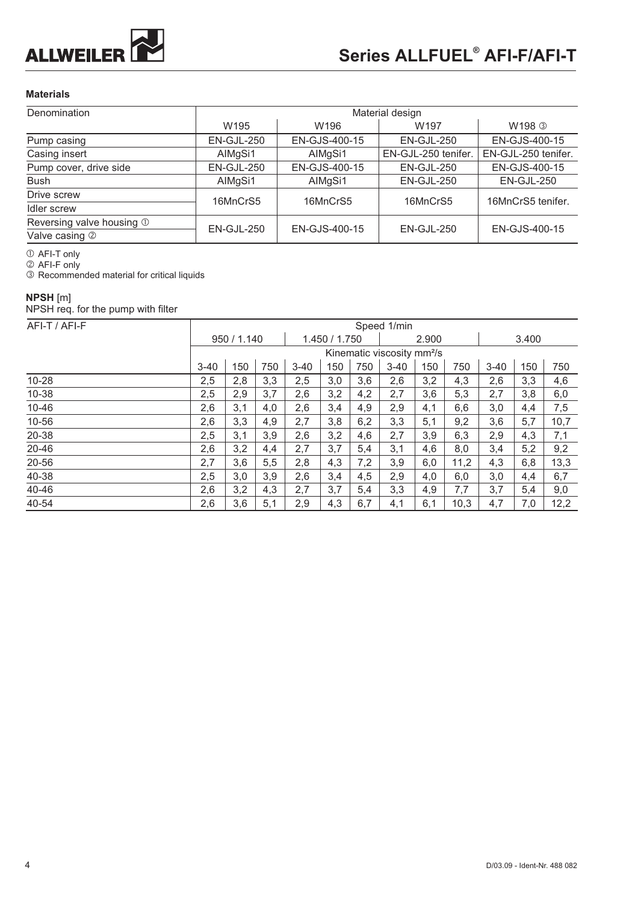### Materials

| Denomination | Material design | | | |
|---|---|---|---|---|
| | W195 | W196 | W197 | W198 ③ |
| Pump casing | EN-GJL-250 | EN-GJS-400-15 | EN-GJL-250 | EN-GJS-400-15 |
| Casing insert | AlMgSi1 | AlMgSi1 | EN-GJL-250 tenifer. | EN-GJL-250 tenifer. |
| Pump cover, drive side | EN-GJL-250 | EN-GJS-400-15 | EN-GJL-250 | EN-GJS-400-15 |
| Bush | AlMgSi1 | AlMgSi1 | EN-GJL-250 | EN-GJL-250 |
| Drive screw<br>Idler screw | 16MnCrS5 | 16MnCrS5 | 16MnCrS5 | 16MnCrS5 tenifer. |
| Reversing valve housing ①<br>Valve casing ② | EN-GJL-250 | EN-GJS-400-15 | EN-GJL-250 | EN-GJS-400-15 |

① AFI-T only
② AFI-F only
③ Recommended material for critical liquids

### NPSH [m]

NPSH req. for the pump with filter

| AFI-T / AFI-F | Speed 1/min | | | | | | | | | | | |
|---|---|---|---|---|---|---|---|---|---|---|---|---|
| | 950 / 1.140 | | | 1.450 / 1.750 | | | 2.900 | | | 3.400 | | |
| | Kinematic viscosity mm²/s | | | | | | | | | | | |
| | 3-40 | 150 | 750 | 3-40 | 150 | 750 | 3-40 | 150 | 750 | 3-40 | 150 | 750 |
| 10-28 | 2,5 | 2,8 | 3,3 | 2,5 | 3,0 | 3,6 | 2,6 | 3,2 | 4,3 | 2,6 | 3,3 | 4,6 |
| 10-38 | 2,5 | 2,9 | 3,7 | 2,6 | 3,2 | 4,2 | 2,7 | 3,6 | 5,3 | 2,7 | 3,8 | 6,0 |
| 10-46 | 2,6 | 3,1 | 4,0 | 2,6 | 3,4 | 4,9 | 2,9 | 4,1 | 6,6 | 3,0 | 4,4 | 7,5 |
| 10-56 | 2,6 | 3,3 | 4,9 | 2,7 | 3,8 | 6,2 | 3,3 | 5,1 | 9,2 | 3,6 | 5,7 | 10,7 |
| 20-38 | 2,5 | 3,1 | 3,9 | 2,6 | 3,2 | 4,6 | 2,7 | 3,9 | 6,3 | 2,9 | 4,3 | 7,1 |
| 20-46 | 2,6 | 3,2 | 4,4 | 2,7 | 3,7 | 5,4 | 3,1 | 4,6 | 8,0 | 3,4 | 5,2 | 9,2 |
| 20-56 | 2,7 | 3,6 | 5,5 | 2,8 | 4,3 | 7,2 | 3,9 | 6,0 | 11,2 | 4,3 | 6,8 | 13,3 |
| 40-38 | 2,5 | 3,0 | 3,9 | 2,6 | 3,4 | 4,5 | 2,9 | 4,0 | 6,0 | 3,0 | 4,4 | 6,7 |
| 40-46 | 2,6 | 3,2 | 4,3 | 2,7 | 3,7 | 5,4 | 3,3 | 4,9 | 7,7 | 3,7 | 5,4 | 9,0 |
| 40-54 | 2,6 | 3,6 | 5,1 | 2,9 | 4,3 | 6,7 | 4,1 | 6,1 | 10,3 | 4,7 | 7,0 | 12,2 |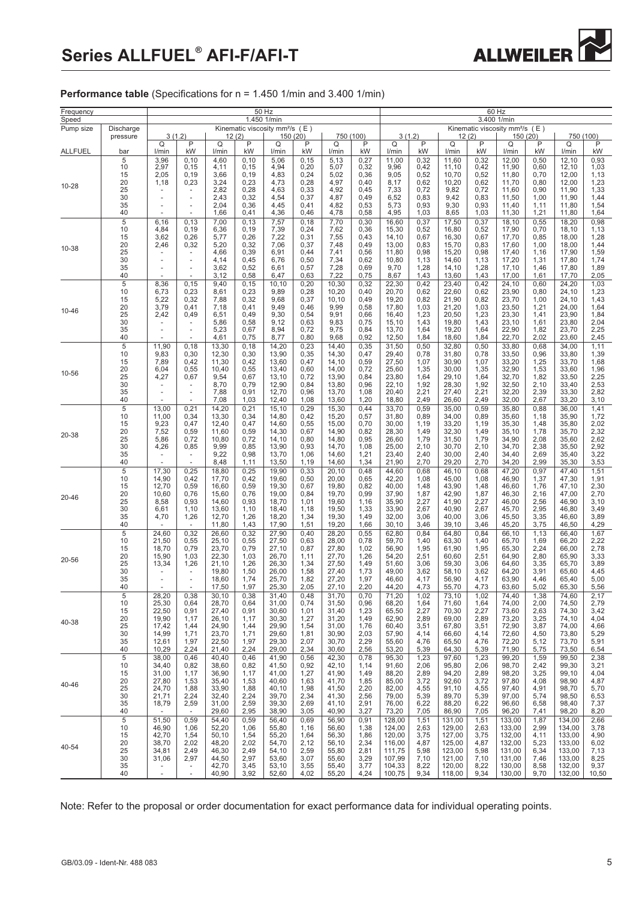# Series ALLFUEL® AFI-F/AFI-T

## Performance table (Specifications for n = 1.450 1/min and 3.400 1/min)

| Frequency | | 50 Hz | | | | | | | | 60 Hz | | | | | | | |
|---|---|---|---|---|---|---|---|---|---|---|---|---|---|---|---|---|---|
| Speed | | 1.450 1/min | | | | | | | | 3.400 1/min | | | | | | | |
| Pump size | Discharge pressure | Kinematic viscosity mm²/s ( E ) | | | | | | | | Kinematic viscosity mm²/s ( E ) | | | | | | | |
| | | 3 (1.2) | | 12 (2) | | 150 (20) | | 750 (100) | | 3 (1.2) | | 12 (2) | | 150 (20) | | 750 (100) | |
| | | Q | P | Q | P | Q | P | Q | P | Q | P | Q | P | Q | P | Q | P |
| ALLFUEL | bar | l/min | kW | l/min | kW | l/min | kW | l/min | kW | l/min | kW | l/min | kW | l/min | kW | l/min | kW |
| 10-28 | 5 | 3,96 | 0,10 | 4,60 | 0,10 | 5,06 | 0,15 | 5,13 | 0,27 | 11,00 | 0,32 | 11,60 | 0,32 | 12,00 | 0,50 | 12,10 | 0,93 |
| | 10 | 2,97 | 0,15 | 4,11 | 0,15 | 4,94 | 0,20 | 5,07 | 0,32 | 9,96 | 0,42 | 11,10 | 0,42 | 11,90 | 0,60 | 12,10 | 1,03 |
| | 15 | 2,05 | 0,19 | 3,66 | 0,19 | 4,83 | 0,24 | 5,02 | 0,36 | 9,05 | 0,52 | 10,70 | 0,52 | 11,80 | 0,70 | 12,00 | 1,13 |
| | 20 | 1,18 | 0,23 | 3,24 | 0,23 | 4,73 | 0,28 | 4,97 | 0,40 | 8,17 | 0,62 | 10,20 | 0,62 | 11,70 | 0,80 | 12,00 | 1,23 |
| | 25 | - | - | 2,82 | 0,28 | 4,63 | 0,33 | 4,92 | 0,45 | 7,33 | 0,72 | 9,82 | 0,72 | 11,60 | 0,90 | 11,90 | 1,33 |
| | 30 | - | - | 2,43 | 0,32 | 4,54 | 0,37 | 4,87 | 0,49 | 6,52 | 0,83 | 9,42 | 0,83 | 11,50 | 1,00 | 11,90 | 1,44 |
| | 35 | - | - | 2,04 | 0,36 | 4,45 | 0,41 | 4,82 | 0,53 | 5,73 | 0,93 | 9,30 | 0,93 | 11,40 | 1,11 | 11,80 | 1,54 |
| | 40 | - | - | 1,66 | 0,41 | 4,36 | 0,46 | 4,78 | 0,58 | 4,95 | 1,03 | 8,65 | 1,03 | 11,30 | 1,21 | 11,80 | 1,64 |
| 10-38 | 5 | 6,16 | 0,13 | 7,00 | 0,13 | 7,57 | 0,18 | 7,70 | 0,30 | 16,60 | 0,37 | 17,50 | 0,37 | 18,10 | 0,55 | 18,20 | 0,98 |
| | 10 | 4,84 | 0,19 | 6,36 | 0,19 | 7,39 | 0,24 | 7,62 | 0,36 | 15,30 | 0,52 | 16,80 | 0,52 | 17,90 | 0,70 | 18,10 | 1,13 |
| | 15 | 3,62 | 0,26 | 5,77 | 0,26 | 7,22 | 0,31 | 7,55 | 0,43 | 14,10 | 0,67 | 16,30 | 0,67 | 17,70 | 0,85 | 18,00 | 1,28 |
| | 20 | 2,46 | 0,32 | 5,20 | 0,32 | 7,06 | 0,37 | 7,48 | 0,49 | 13,00 | 0,83 | 15,70 | 0,83 | 17,60 | 1,00 | 18,00 | 1,44 |
| | 25 | - | - | 4,66 | 0,39 | 6,91 | 0,44 | 7,41 | 0,56 | 11,80 | 0,98 | 15,20 | 0,98 | 17,40 | 1,16 | 17,90 | 1,59 |
| | 30 | - | - | 4,14 | 0,45 | 6,76 | 0,50 | 7,34 | 0,62 | 10,80 | 1,13 | 14,60 | 1,13 | 17,20 | 1,31 | 17,80 | 1,74 |
| | 35 | - | - | 3,62 | 0,52 | 6,61 | 0,57 | 7,28 | 0,69 | 9,70 | 1,28 | 14,10 | 1,28 | 17,10 | 1,46 | 17,80 | 1,89 |
| | 40 | - | - | 3,12 | 0,58 | 6,47 | 0,63 | 7,22 | 0,75 | 8,67 | 1,43 | 13,60 | 1,43 | 17,00 | 1,61 | 17,70 | 2,05 |
| 10-46 | 5 | 8,36 | 0,15 | 9,40 | 0,15 | 10,10 | 0,20 | 10,30 | 0,32 | 22,30 | 0,42 | 23,40 | 0,42 | 24,10 | 0,60 | 24,20 | 1,03 |
| | 10 | 6,73 | 0,23 | 8,61 | 0,23 | 9,89 | 0,28 | 10,20 | 0,40 | 20,70 | 0,62 | 22,60 | 0,62 | 23,90 | 0,80 | 24,10 | 1,23 |
| | 15 | 5,22 | 0,32 | 7,88 | 0,32 | 9,68 | 0,37 | 10,10 | 0,49 | 19,20 | 0,82 | 21,90 | 0,82 | 23,70 | 1,00 | 24,10 | 1,43 |
| | 20 | 3,79 | 0,41 | 7,18 | 0,41 | 9,49 | 0,46 | 9,99 | 0,58 | 17,80 | 1,03 | 21,20 | 1,03 | 23,50 | 1,21 | 24,00 | 1,64 |
| | 25 | 2,42 | 0,49 | 6,51 | 0,49 | 9,30 | 0,54 | 9,91 | 0,66 | 16,40 | 1,23 | 20,50 | 1,23 | 23,30 | 1,41 | 23,90 | 1,84 |
| | 30 | - | - | 5,86 | 0,58 | 9,12 | 0,63 | 9,83 | 0,75 | 15,10 | 1,43 | 19,80 | 1,43 | 23,10 | 1,61 | 23,80 | 2,04 |
| | 35 | - | - | 5,23 | 0,67 | 8,94 | 0,72 | 9,75 | 0,84 | 13,70 | 1,64 | 19,20 | 1,64 | 22,90 | 1,82 | 23,70 | 2,25 |
| | 40 | - | - | 4,61 | 0,75 | 8,77 | 0,80 | 9,68 | 0,92 | 12,50 | 1,84 | 18,60 | 1,84 | 22,70 | 2,02 | 23,60 | 2,45 |
| 10-56 | 5 | 11,90 | 0,18 | 13,30 | 0,18 | 14,20 | 0,23 | 14,40 | 0,35 | 31,50 | 0,50 | 32,80 | 0,50 | 33,80 | 0,68 | 34,00 | 1,11 |
| | 10 | 9,83 | 0,30 | 12,30 | 0,30 | 13,90 | 0,35 | 14,30 | 0,47 | 29,40 | 0,78 | 31,80 | 0,78 | 33,50 | 0,96 | 33,80 | 1,39 |
| | 15 | 7,89 | 0,42 | 11,30 | 0,42 | 13,60 | 0,47 | 14,10 | 0,59 | 27,50 | 1,07 | 30,90 | 1,07 | 33,20 | 1,25 | 33,70 | 1,68 |
| | 20 | 6,04 | 0,55 | 10,40 | 0,55 | 13,40 | 0,60 | 14,00 | 0,72 | 25,60 | 1,35 | 30,00 | 1,35 | 32,90 | 1,53 | 33,60 | 1,96 |
| | 25 | 4,27 | 0,67 | 9,54 | 0,67 | 13,10 | 0,72 | 13,90 | 0,84 | 23,80 | 1,64 | 29,10 | 1,64 | 32,70 | 1,82 | 33,50 | 2,25 |
| | 30 | - | - | 8,70 | 0,79 | 12,90 | 0,84 | 13,80 | 0,96 | 22,10 | 1,92 | 28,30 | 1,92 | 32,50 | 2,10 | 33,40 | 2,53 |
| | 35 | - | - | 7,88 | 0,91 | 12,70 | 0,96 | 13,70 | 1,08 | 20,40 | 2,21 | 27,40 | 2,21 | 32,20 | 2,39 | 33,30 | 2,82 |
| | 40 | - | - | 7,08 | 1,03 | 12,40 | 1,08 | 13,60 | 1,20 | 18,80 | 2,49 | 26,60 | 2,49 | 32,00 | 2,67 | 33,20 | 3,10 |
| 20-38 | 5 | 13,00 | 0,21 | 14,20 | 0,21 | 15,10 | 0,29 | 15,30 | 0,44 | 33,70 | 0,59 | 35,00 | 0,59 | 35,80 | 0,88 | 36,00 | 1,41 |
| | 10 | 11,00 | 0,34 | 13,30 | 0,34 | 14,80 | 0,42 | 15,20 | 0,57 | 31,80 | 0,89 | 34,00 | 0,89 | 35,60 | 1,18 | 35,90 | 1,72 |
| | 15 | 9,23 | 0,47 | 12,40 | 0,47 | 14,60 | 0,55 | 15,00 | 0,70 | 30,00 | 1,19 | 33,20 | 1,19 | 35,30 | 1,48 | 35,80 | 2,02 |
| | 20 | 7,52 | 0,59 | 11,60 | 0,59 | 14,30 | 0,67 | 14,90 | 0,82 | 28,30 | 1,49 | 32,30 | 1,49 | 35,10 | 1,78 | 35,70 | 2,32 |
| | 25 | 5,86 | 0,72 | 10,80 | 0,72 | 14,10 | 0,80 | 14,80 | 0,95 | 26,60 | 1,79 | 31,50 | 1,79 | 34,90 | 2,08 | 35,60 | 2,62 |
| | 30 | 4,26 | 0,85 | 9,99 | 0,85 | 13,90 | 0,93 | 14,70 | 1,08 | 25,00 | 2,10 | 30,70 | 2,10 | 34,70 | 2,38 | 35,50 | 2,92 |
| | 35 | - | - | 9,22 | 0,98 | 13,70 | 1,06 | 14,60 | 1,21 | 23,40 | 2,40 | 30,00 | 2,40 | 34,40 | 2,69 | 35,40 | 3,22 |
| | 40 | - | - | 8,48 | 1,11 | 13,50 | 1,19 | 14,60 | 1,34 | 21,90 | 2,70 | 29,20 | 2,70 | 34,20 | 2,99 | 35,30 | 3,53 |
| 20-46 | 5 | 17,30 | 0,25 | 18,80 | 0,25 | 19,90 | 0,33 | 20,10 | 0,48 | 44,60 | 0,68 | 46,10 | 0,68 | 47,20 | 0,97 | 47,40 | 1,51 |
| | 10 | 14,90 | 0,42 | 17,70 | 0,42 | 19,60 | 0,50 | 20,00 | 0,65 | 42,20 | 1,08 | 45,00 | 1,08 | 46,90 | 1,37 | 47,30 | 1,91 |
| | 15 | 12,70 | 0,59 | 16,60 | 0,59 | 19,30 | 0,67 | 19,80 | 0,82 | 40,00 | 1,48 | 43,90 | 1,48 | 46,60 | 1,76 | 47,10 | 2,30 |
| | 20 | 10,60 | 0,76 | 15,60 | 0,76 | 19,00 | 0,84 | 19,70 | 0,99 | 37,90 | 1,87 | 42,90 | 1,87 | 46,30 | 2,16 | 47,00 | 2,70 |
| | 25 | 8,58 | 0,93 | 14,60 | 0,93 | 18,70 | 1,01 | 19,60 | 1,16 | 35,90 | 2,27 | 41,90 | 2,27 | 46,00 | 2,56 | 46,90 | 3,10 |
| | 30 | 6,61 | 1,10 | 13,60 | 1,10 | 18,40 | 1,18 | 19,50 | 1,33 | 33,90 | 2,67 | 40,90 | 2,67 | 45,70 | 2,95 | 46,80 | 3,49 |
| | 35 | 4,70 | 1,26 | 12,70 | 1,26 | 18,20 | 1,34 | 19,30 | 1,49 | 32,00 | 3,06 | 40,00 | 3,06 | 45,50 | 3,35 | 46,60 | 3,89 |
| | 40 | - | - | 11,80 | 1,43 | 17,90 | 1,51 | 19,20 | 1,66 | 30,10 | 3,46 | 39,10 | 3,46 | 45,20 | 3,75 | 46,50 | 4,29 |
| 20-56 | 5 | 24,60 | 0,32 | 26,60 | 0,32 | 27,90 | 0,40 | 28,20 | 0,55 | 62,80 | 0,84 | 64,80 | 0,84 | 66,10 | 1,13 | 66,40 | 1,67 |
| | 10 | 21,50 | 0,55 | 25,10 | 0,55 | 27,50 | 0,63 | 28,00 | 0,78 | 59,70 | 1,40 | 63,30 | 1,40 | 65,70 | 1,69 | 66,20 | 2,22 |
| | 15 | 18,70 | 0,79 | 23,70 | 0,79 | 27,10 | 0,87 | 27,80 | 1,02 | 56,90 | 1,95 | 61,90 | 1,95 | 65,30 | 2,24 | 66,00 | 2,78 |
| | 20 | 15,90 | 1,03 | 22,30 | 1,03 | 26,70 | 1,11 | 27,70 | 1,26 | 54,20 | 2,51 | 60,60 | 2,51 | 64,90 | 2,80 | 65,90 | 3,33 |
| | 25 | 13,34 | 1,26 | 21,10 | 1,26 | 26,30 | 1,34 | 27,50 | 1,49 | 51,60 | 3,06 | 59,30 | 3,06 | 64,60 | 3,35 | 65,70 | 3,89 |
| | 30 | - | - | 19,80 | 1,50 | 26,00 | 1,58 | 27,40 | 1,73 | 49,00 | 3,62 | 58,10 | 3,62 | 64,20 | 3,91 | 65,60 | 4,45 |
| | 35 | - | - | 18,60 | 1,74 | 25,70 | 1,82 | 27,20 | 1,97 | 46,60 | 4,17 | 56,90 | 4,17 | 63,90 | 4,46 | 65,40 | 5,00 |
| | 40 | - | - | 17,50 | 1,97 | 25,30 | 2,05 | 27,10 | 2,20 | 44,20 | 4,73 | 55,70 | 4,73 | 63,60 | 5,02 | 65,30 | 5,56 |
| 40-38 | 5 | 28,20 | 0,38 | 30,10 | 0,38 | 31,40 | 0,48 | 31,70 | 0,70 | 71,20 | 1,02 | 73,10 | 1,02 | 74,40 | 1,38 | 74,60 | 2,17 |
| | 10 | 25,30 | 0,64 | 28,70 | 0,64 | 31,00 | 0,74 | 31,50 | 0,96 | 68,20 | 1,64 | 71,60 | 1,64 | 74,00 | 2,00 | 74,50 | 2,79 |
| | 15 | 22,50 | 0,91 | 27,40 | 0,91 | 30,60 | 1,01 | 31,40 | 1,23 | 65,50 | 2,27 | 70,30 | 2,27 | 73,60 | 2,63 | 74,30 | 3,42 |
| | 20 | 19,90 | 1,17 | 26,10 | 1,17 | 30,30 | 1,27 | 31,20 | 1,49 | 62,90 | 2,89 | 69,00 | 2,89 | 73,20 | 3,25 | 74,10 | 4,04 |
| | 25 | 17,42 | 1,44 | 24,90 | 1,44 | 29,90 | 1,54 | 31,00 | 1,76 | 60,40 | 3,51 | 67,80 | 3,51 | 72,90 | 3,87 | 74,00 | 4,66 |
| | 30 | 14,99 | 1,71 | 23,70 | 1,71 | 29,60 | 1,81 | 30,90 | 2,03 | 57,90 | 4,14 | 66,60 | 4,14 | 72,60 | 4,50 | 73,80 | 5,29 |
| | 35 | 12,61 | 1,97 | 22,50 | 1,97 | 29,30 | 2,07 | 30,70 | 2,29 | 55,60 | 4,76 | 65,50 | 4,76 | 72,20 | 5,12 | 73,70 | 5,91 |
| | 40 | 10,29 | 2,24 | 21,40 | 2,24 | 29,00 | 2,34 | 30,60 | 2,56 | 53,20 | 5,39 | 64,30 | 5,39 | 71,90 | 5,75 | 73,50 | 6,54 |
| 40-46 | 5 | 38,00 | 0,46 | 40,40 | 0,46 | 41,90 | 0,56 | 42,30 | 0,78 | 95,30 | 1,23 | 97,60 | 1,23 | 99,20 | 1,59 | 99,50 | 2,38 |
| | 10 | 34,40 | 0,82 | 38,60 | 0,82 | 41,50 | 0,92 | 42,10 | 1,14 | 91,60 | 2,06 | 95,80 | 2,06 | 98,70 | 2,42 | 99,30 | 3,21 |
| | 15 | 31,00 | 1,17 | 36,90 | 1,17 | 41,00 | 1,27 | 41,90 | 1,49 | 88,20 | 2,89 | 94,20 | 2,89 | 98,20 | 3,25 | 99,10 | 4,04 |
| | 20 | 27,80 | 1,53 | 35,40 | 1,53 | 40,60 | 1,63 | 41,70 | 1,85 | 85,00 | 3,72 | 92,60 | 3,72 | 97,80 | 4,08 | 98,90 | 4,87 |
| | 25 | 24,70 | 1,88 | 33,90 | 1,88 | 40,10 | 1,98 | 41,50 | 2,20 | 82,00 | 4,55 | 91,10 | 4,55 | 97,40 | 4,91 | 98,70 | 5,70 |
| | 30 | 21,71 | 2,24 | 32,40 | 2,24 | 39,70 | 2,34 | 41,30 | 2,56 | 79,00 | 5,39 | 89,70 | 5,39 | 97,00 | 5,74 | 98,50 | 6,53 |
| | 35 | 18,79 | 2,59 | 31,00 | 2,59 | 39,30 | 2,69 | 41,10 | 2,91 | 76,00 | 6,22 | 88,20 | 6,22 | 96,60 | 6,58 | 98,40 | 7,37 |
| | 40 | - | - | 29,60 | 2,95 | 38,90 | 3,05 | 40,90 | 3,27 | 73,20 | 7,05 | 86,90 | 7,05 | 96,20 | 7,41 | 98,20 | 8,20 |
| 40-54 | 5 | 51,50 | 0,59 | 54,40 | 0,59 | 56,40 | 0,69 | 56,90 | 0,91 | 128,00 | 1,51 | 131,00 | 1,51 | 133,00 | 1,87 | 134,00 | 2,66 |
| | 10 | 46,90 | 1,06 | 52,20 | 1,06 | 55,80 | 1,16 | 56,60 | 1,38 | 124,00 | 2,63 | 129,00 | 2,63 | 133,00 | 2,99 | 134,00 | 3,78 |
| | 15 | 42,70 | 1,54 | 50,10 | 1,54 | 55,20 | 1,64 | 56,30 | 1,86 | 120,00 | 3,75 | 127,00 | 3,75 | 132,00 | 4,11 | 133,00 | 4,90 |
| | 20 | 38,70 | 2,02 | 48,20 | 2,02 | 54,70 | 2,12 | 56,10 | 2,34 | 116,00 | 4,87 | 125,00 | 4,87 | 132,00 | 5,23 | 133,00 | 6,02 |
| | 25 | 34,81 | 2,49 | 46,30 | 2,49 | 54,10 | 2,59 | 55,80 | 2,81 | 111,75 | 5,98 | 123,00 | 5,98 | 131,00 | 6,34 | 133,00 | 7,13 |
| | 30 | 31,06 | 2,97 | 44,50 | 2,97 | 53,60 | 3,07 | 55,60 | 3,29 | 107,99 | 7,10 | 121,00 | 7,10 | 131,00 | 7,46 | 133,00 | 8,25 |
| | 35 | - | - | 42,70 | 3,45 | 53,10 | 3,55 | 55,40 | 3,77 | 104,33 | 8,22 | 120,00 | 8,22 | 130,00 | 8,58 | 132,00 | 9,37 |
| | 40 | - | - | 40,90 | 3,92 | 52,60 | 4,02 | 55,20 | 4,24 | 100,75 | 9,34 | 118,00 | 9,34 | 130,00 | 9,70 | 132,00 | 10,50 |

Note: Refer to the proposal or order documentation for exact performance data for individual operating points.

GB/03.09 - Ident-Nr. 488 083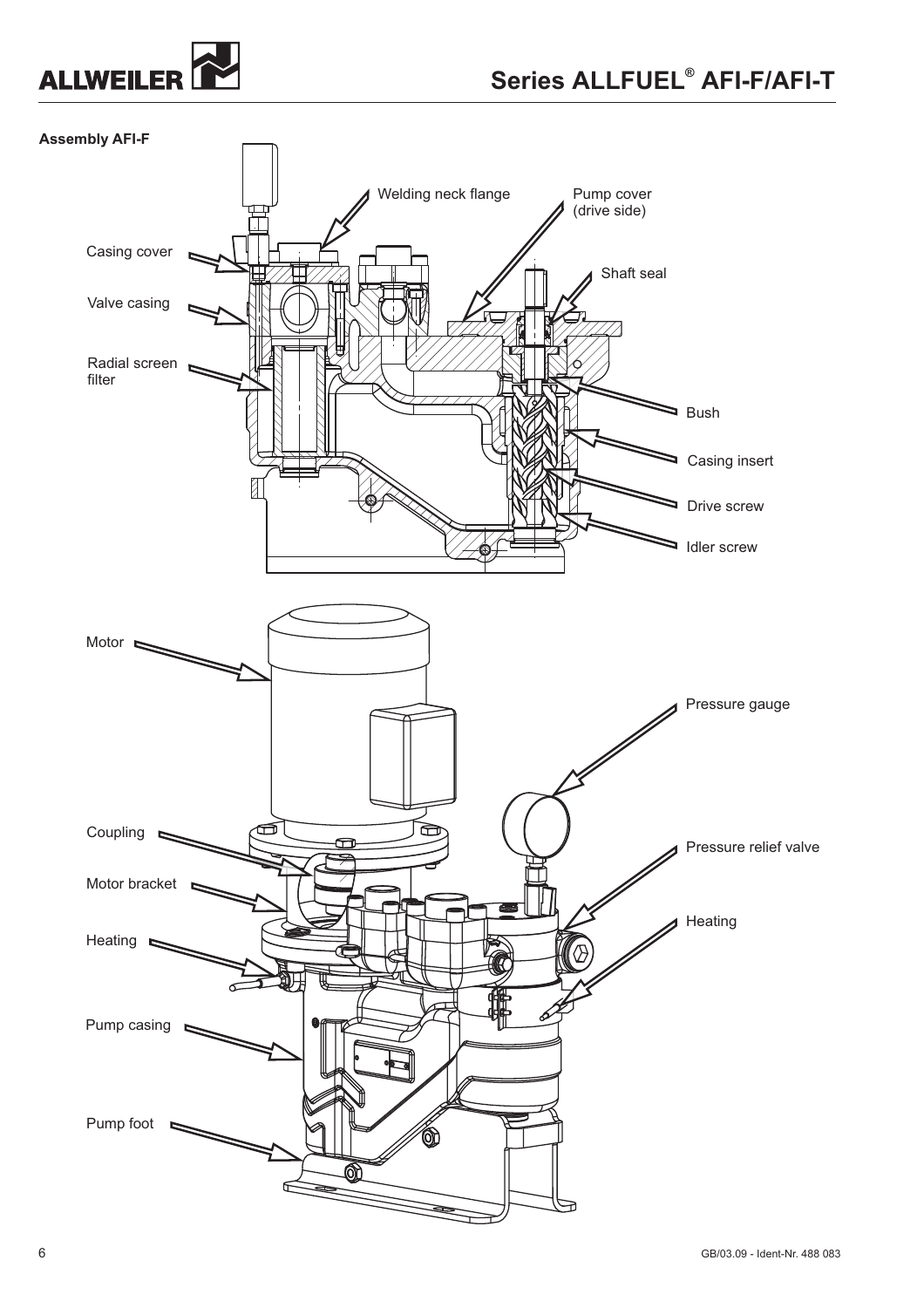**Assembly AFI-F**

Welding neck flange

Pump cover (drive side)

Casing cover

Shaft seal

Valve casing

Radial screen filter

Bush

Casing insert

Drive screw

Idler screw

Motor

Pressure gauge

Coupling

Pressure relief valve

Motor bracket

Heating

Heating

Pump casing

Pump foot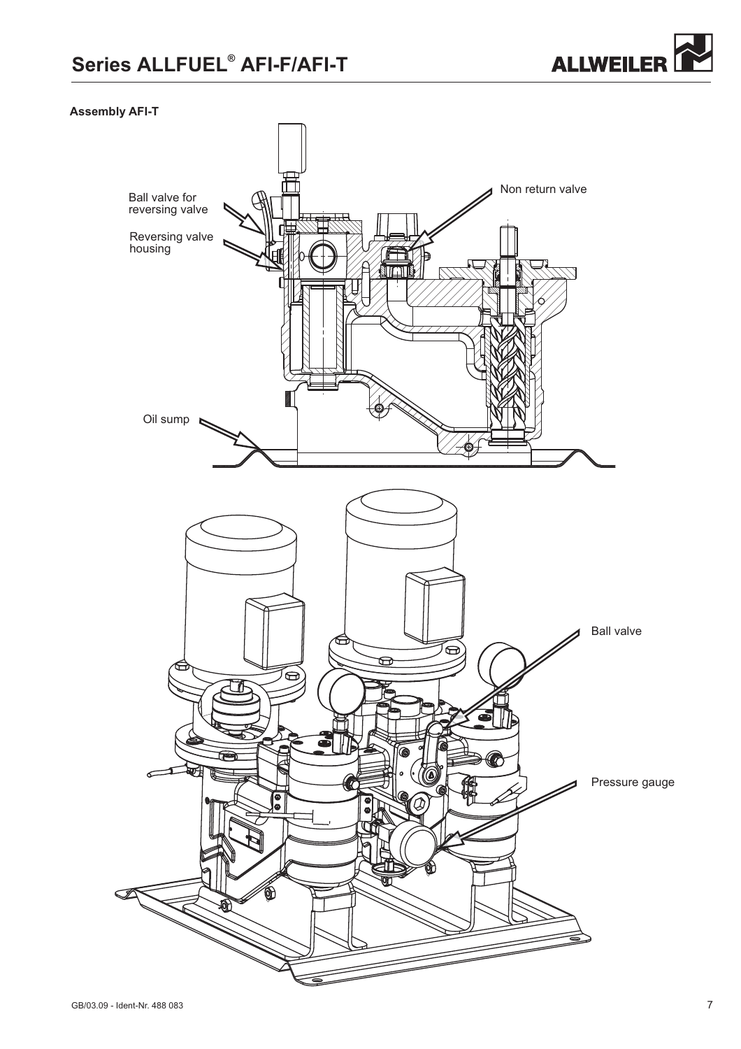**Assembly AFI-T**

Ball valve for reversing valve

Reversing valve housing

Non return valve

Oil sump

Ball valve

Pressure gauge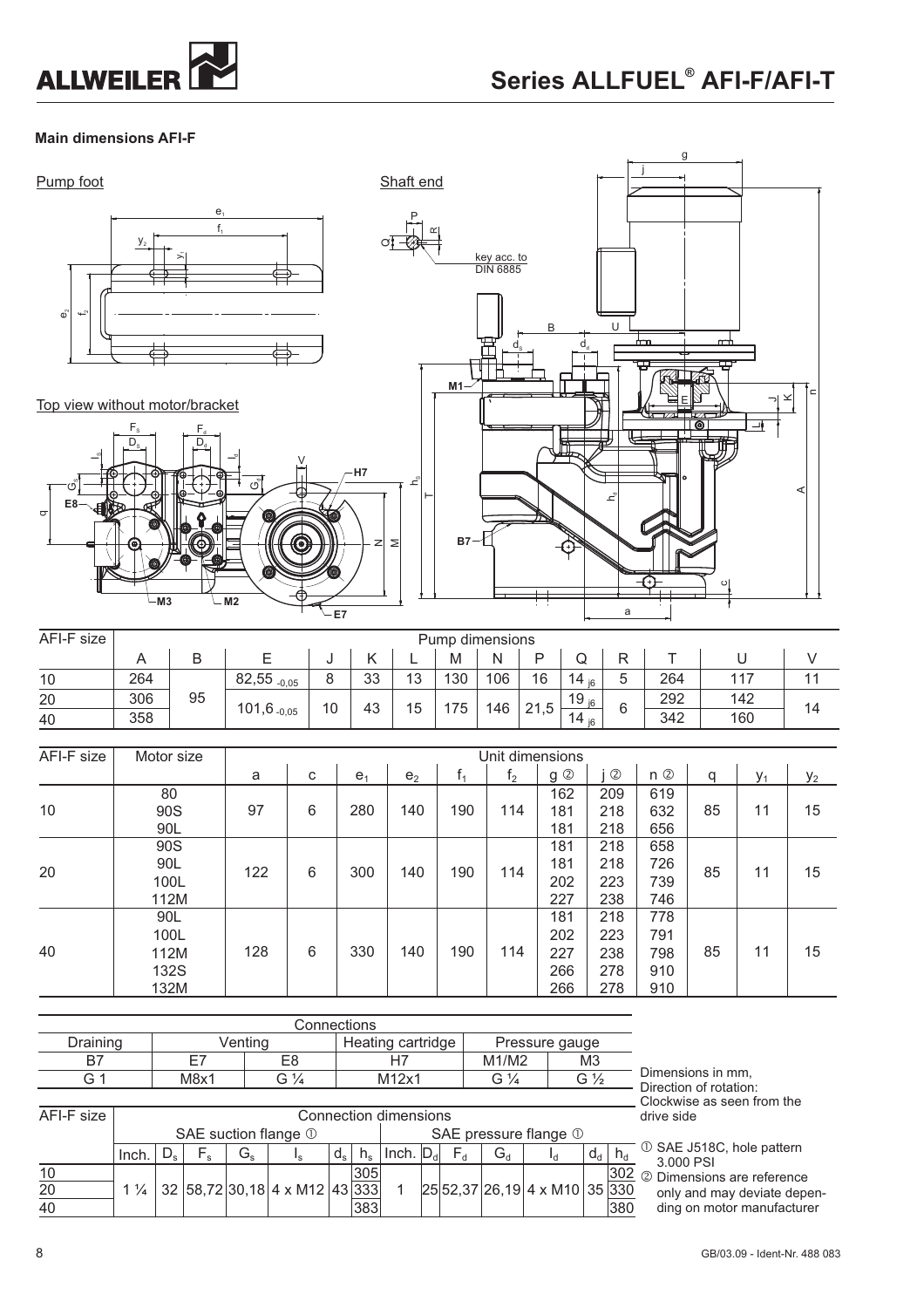## Main dimensions AFI-F

Pump foot

Top view without motor/bracket

Shaft end

key acc. to DIN 6885

| AFI-F size | Pump dimensions | | | | | | | | | | | | | |
|---|---|---|---|---|---|---|---|---|---|---|---|---|---|---|
| | A | B | E | J | K | L | M | N | P | Q | R | T | U | V |
| 10 | 264 | 95 | $82{,}55_{-0{,}05}$ | 8 | 33 | 13 | 130 | 106 | 16 | $14_{j6}$ | 5 | 264 | 117 | 11 |
| 20 | 306 | | $101{,}6_{-0{,}05}$ | 10 | 43 | 15 | 175 | 146 | 21,5 | $19_{j6}$ | 6 | 292 | 142 | 14 |
| 40 | 358 | | | | | | | | | $14_{j6}$ | | 342 | 160 | |

| AFI-F size | Motor size | Unit dimensions | | | | | | | | | | | |
|---|---|---|---|---|---|---|---|---|---|---|---|---|---|
| | | a | c | $e_1$ | $e_2$ | $f_1$ | $f_2$ | g ② | j ② | n ② | q | $y_1$ | $y_2$ |
| 10 | 80 | 97 | 6 | 280 | 140 | 190 | 114 | 162 | 209 | 619 | 85 | 11 | 15 |
| | 90S | | | | | | | 181 | 218 | 632 | | | |
| | 90L | | | | | | | 181 | 218 | 656 | | | |
| 20 | 90S | 122 | 6 | 300 | 140 | 190 | 114 | 181 | 218 | 658 | 85 | 11 | 15 |
| | 90L | | | | | | | 181 | 218 | 726 | | | |
| | 100L | | | | | | | 202 | 223 | 739 | | | |
| | 112M | | | | | | | 227 | 238 | 746 | | | |
| 40 | 90L | 128 | 6 | 330 | 140 | 190 | 114 | 181 | 218 | 778 | 85 | 11 | 15 |
| | 100L | | | | | | | 202 | 223 | 791 | | | |
| | 112M | | | | | | | 227 | 238 | 798 | | | |
| | 132S | | | | | | | 266 | 278 | 910 | | | |
| | 132M | | | | | | | 266 | 278 | 910 | | | |

| Connections | | | | | |
|---|---|---|---|---|---|
| Draining | Venting | | Heating cartridge | Pressure gauge | |
| B7 | E7 | E8 | H7 | M1/M2 | M3 |
| G 1 | M8x1 | G ¼ | M12x1 | G ¼ | G ½ |

| AFI-F size | Connection dimensions | | | | | | | | | | | | | |
|---|---|---|---|---|---|---|---|---|---|---|---|---|---|---|
| | SAE suction flange ① | | | | | | | SAE pressure flange ① | | | | | | |
| | Inch. | $D_s$ | $F_s$ | $G_s$ | $l_s$ | $d_s$ | $h_s$ | Inch. | $D_d$ | $F_d$ | $G_d$ | $l_d$ | $d_d$ | $h_d$ |
| 10 | 1 ¼ | 32 | 58,72 | 30,18 | 4 x M12 | 43 | 305 | 1 | 25 | 52,37 | 26,19 | 4 x M10 | 35 | 302 |
| 20 | | | | | | | 333 | | | | | | | 330 |
| 40 | | | | | | | 383 | | | | | | | 380 |

Dimensions in mm,
Direction of rotation:
Clockwise as seen from the drive side

① SAE J518C, hole pattern 3.000 PSI
② Dimensions are reference only and may deviate depending on motor manufacturer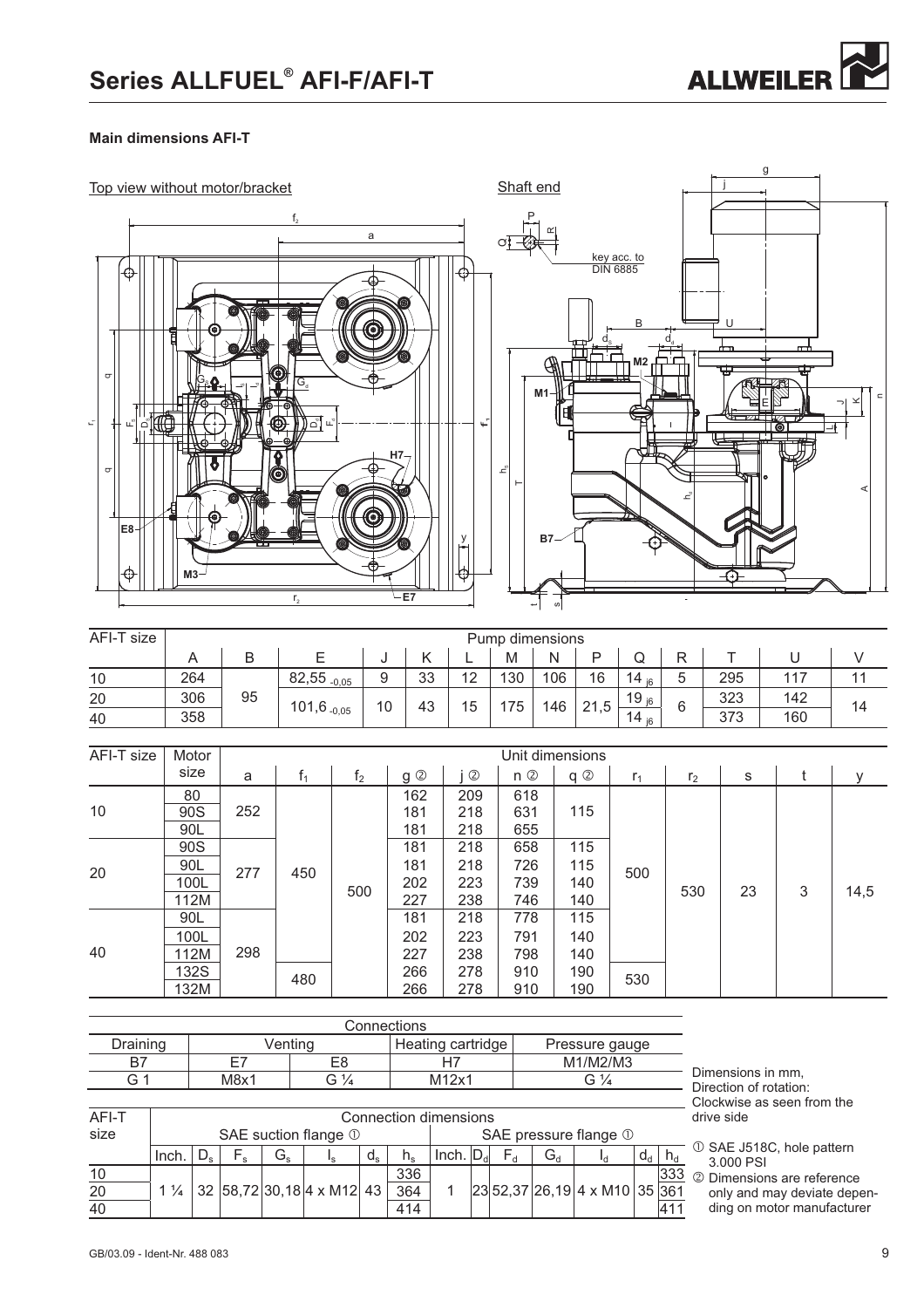# Series ALLFUEL® AFI-F/AFI-T

### Main dimensions AFI-T

Top view without motor/bracket

Shaft end

key acc. to DIN 6885

| AFI-T size | Pump dimensions | | | | | | | | | | | | | |
|---|---|---|---|---|---|---|---|---|---|---|---|---|---|---|
| | A | B | E | J | K | L | M | N | P | Q | R | T | U | V |
| 10 | 264 | 95 | 82,55 $_{-0,05}$ | 9 | 33 | 12 | 130 | 106 | 16 | 14 $_{j6}$ | 5 | 295 | 117 | 11 |
| 20 | 306 | | 101,6 $_{-0,05}$ | 10 | 43 | 15 | 175 | 146 | 21,5 | 19 $_{j6}$ | 6 | 323 | 142 | 14 |
| 40 | 358 | | | | | | | | | 14 $_{j6}$ | | 373 | 160 | |

| AFI-T size | Motor size | Unit dimensions | | | | | | | | | | | |
|---|---|---|---|---|---|---|---|---|---|---|---|---|---|
| | | a | $f_1$ | $f_2$ | g ② | j ② | n ② | q ② | $r_1$ | $r_2$ | s | t | y |
| 10 | 80 | 252 | 450 | 500 | 162 | 209 | 618 | 115 | 500 | 530 | 23 | 3 | 14,5 |
| | 90S | | | | 181 | 218 | 631 | | | | | | |
| | 90L | | | | 181 | 218 | 655 | | | | | | |
| 20 | 90S | 277 | | | 181 | 218 | 658 | 115 | | | | | |
| | 90L | | | | 181 | 218 | 726 | 115 | | | | | |
| | 100L | | | | 202 | 223 | 739 | 140 | | | | | |
| | 112M | | | | 227 | 238 | 746 | 140 | | | | | |
| 40 | 90L | 298 | | | 181 | 218 | 778 | 115 | | | | | |
| | 100L | | | | 202 | 223 | 791 | 140 | | | | | |
| | 112M | | | | 227 | 238 | 798 | 140 | | | | | |
| | 132S | | 480 | | 266 | 278 | 910 | 190 | 530 | | | | |
| | 132M | | | | 266 | 278 | 910 | 190 | | | | | |

| Connections | | | | |
|---|---|---|---|---|
| Draining | Venting | | Heating cartridge | Pressure gauge |
| B7 | E7 | E8 | H7 | M1/M2/M3 |
| G 1 | M8x1 | G ¼ | M12x1 | G ¼ |

| AFI-T size | Connection dimensions | | | | | | | | | | | | | |
|---|---|---|---|---|---|---|---|---|---|---|---|---|---|---|
| | SAE suction flange ① | | | | | | | SAE pressure flange ① | | | | | | |
| | Inch. | $D_s$ | $F_s$ | $G_s$ | $l_s$ | $d_s$ | $h_s$ | Inch. | $D_d$ | $F_d$ | $G_d$ | $l_d$ | $d_d$ | $h_d$ |
| 10 | 1 ¼ | 32 | 58,72 | 30,18 | 4 x M12 | 43 | 336 | 1 | 23 | 52,37 | 26,19 | 4 x M10 | 35 | 333 |
| 20 | | | | | | | 364 | | | | | | | 361 |
| 40 | | | | | | | 414 | | | | | | | 411 |

Dimensions in mm,
Direction of rotation:
Clockwise as seen from the drive side

① SAE J518C, hole pattern 3.000 PSI

② Dimensions are reference only and may deviate depending on motor manufacturer

GB/03.09 - Ident-Nr. 488 083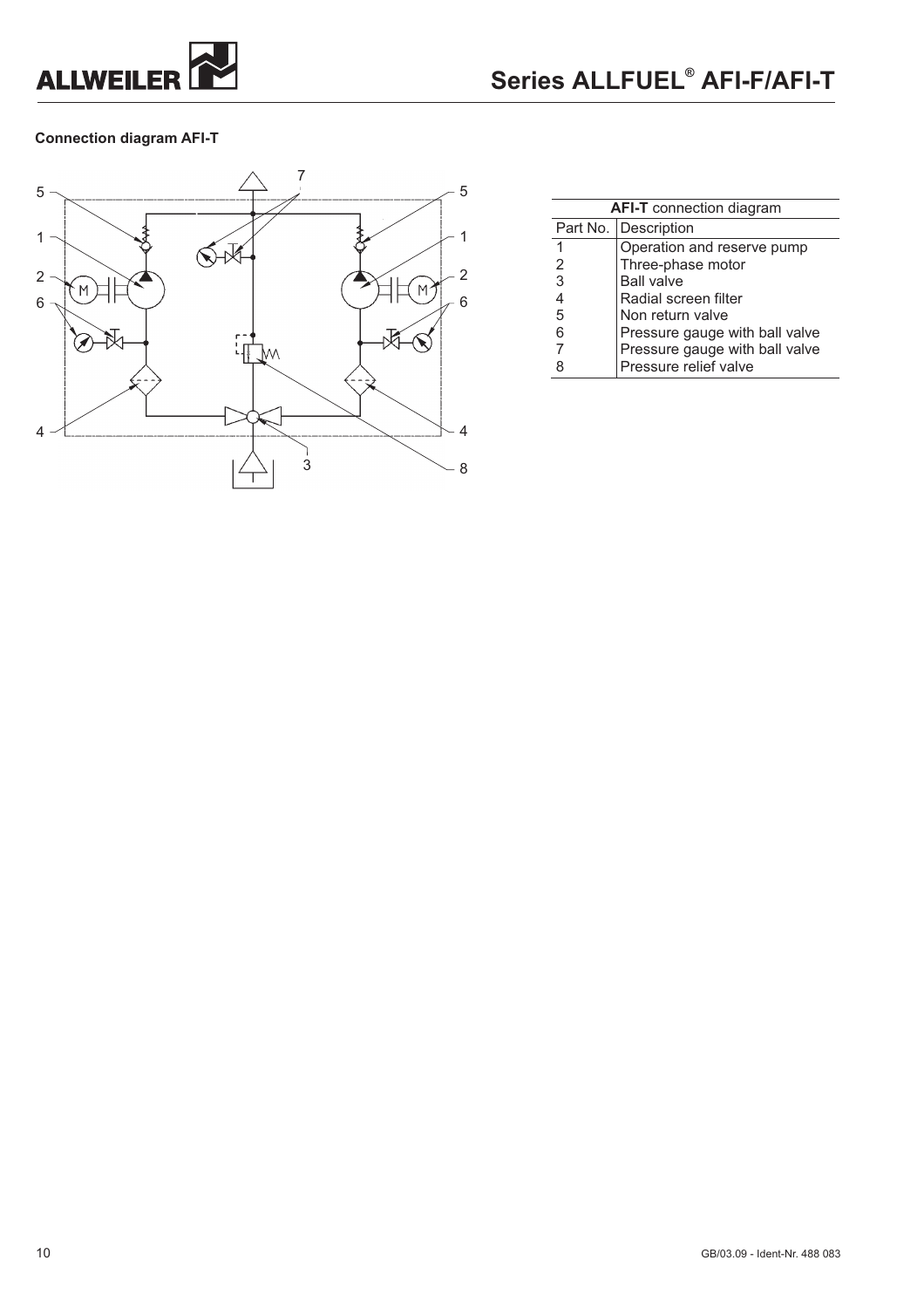**Connection diagram AFI-T**

| AFI-T connection diagram | |
|---|---|
| Part No. | Description |
| 1 | Operation and reserve pump |
| 2 | Three-phase motor |
| 3 | Ball valve |
| 4 | Radial screen filter |
| 5 | Non return valve |
| 6 | Pressure gauge with ball valve |
| 7 | Pressure gauge with ball valve |
| 8 | Pressure relief valve |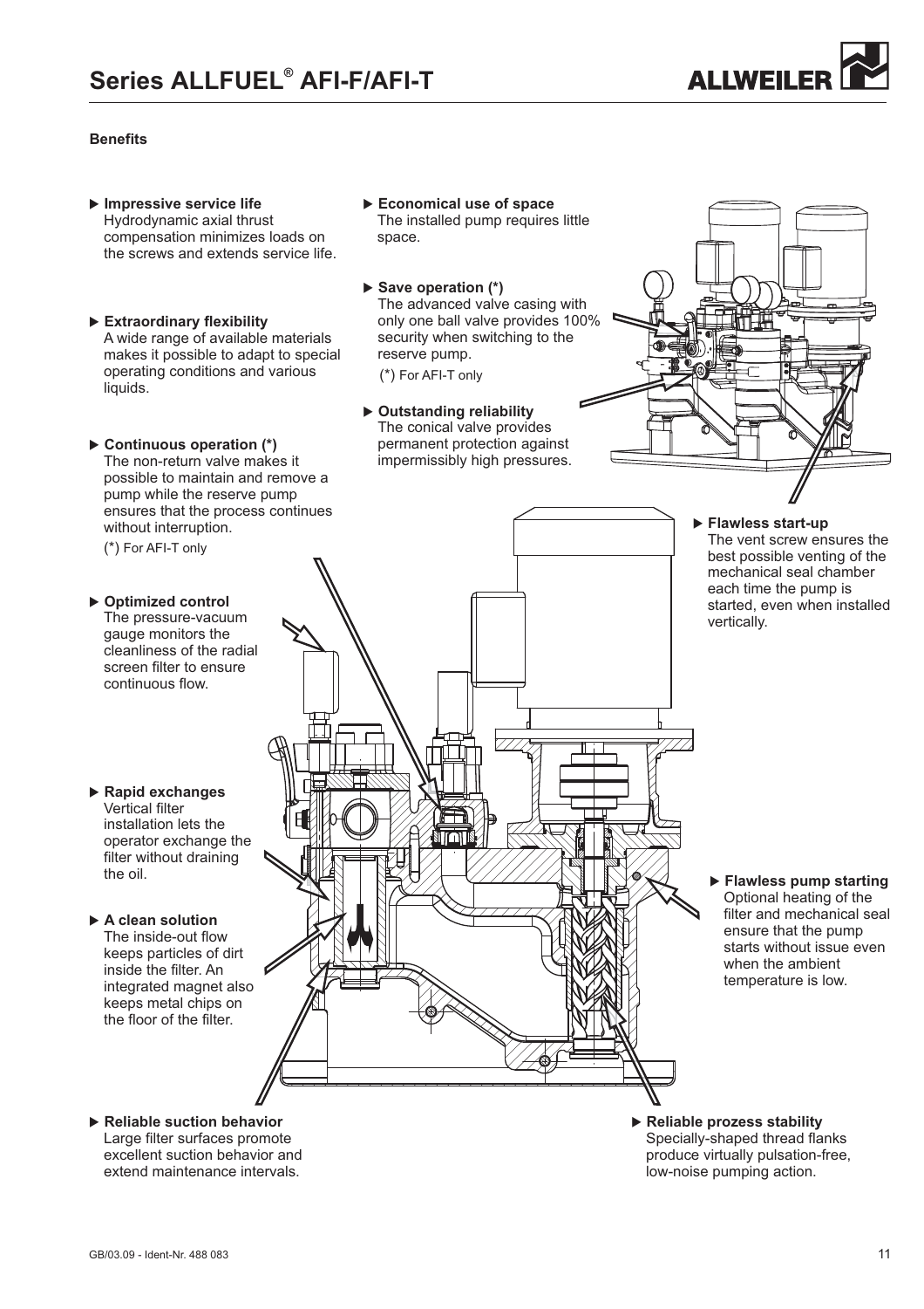**Benefits**

- **Impressive service life**
  Hydrodynamic axial thrust compensation minimizes loads on the screws and extends service life.

- **Extraordinary flexibility**
  A wide range of available materials makes it possible to adapt to special operating conditions and various liquids.

- **Continuous operation (\*)**
  The non-return valve makes it possible to maintain and remove a pump while the reserve pump ensures that the process continues without interruption.
  (\*) For AFI-T only

- **Optimized control**
  The pressure-vacuum gauge monitors the cleanliness of the radial screen filter to ensure continuous flow.

- **Rapid exchanges**
  Vertical filter installation lets the operator exchange the filter without draining the oil.

- **A clean solution**
  The inside-out flow keeps particles of dirt inside the filter. An integrated magnet also keeps metal chips on the floor of the filter.

- **Reliable suction behavior**
  Large filter surfaces promote excellent suction behavior and extend maintenance intervals.

- **Economical use of space**
  The installed pump requires little space.

- **Save operation (\*)**
  The advanced valve casing with only one ball valve provides 100% security when switching to the reserve pump.
  (\*) For AFI-T only

- **Outstanding reliability**
  The conical valve provides permanent protection against impermissibly high pressures.

- **Flawless start-up**
  The vent screw ensures the best possible venting of the mechanical seal chamber each time the pump is started, even when installed vertically.

- **Flawless pump starting**
  Optional heating of the filter and mechanical seal ensure that the pump starts without issue even when the ambient temperature is low.

- **Reliable prozess stability**
  Specially-shaped thread flanks produce virtually pulsation-free, low-noise pumping action.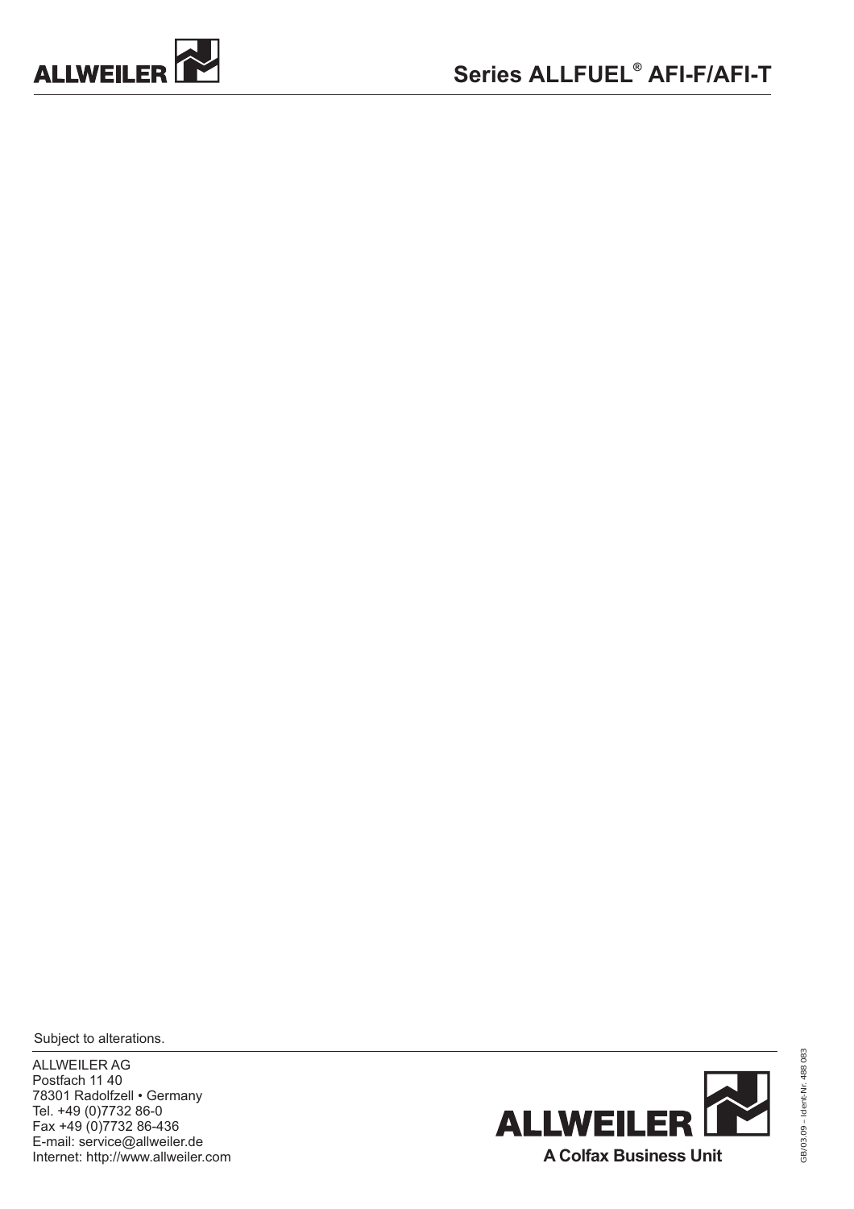Subject to alterations.

ALLWEILER AG
Postfach 11 40
78301 Radolfzell • Germany
Tel. +49 (0)7732 86-0
Fax +49 (0)7732 86-436
E-mail: service@allweiler.de
Internet: http://www.allweiler.com

ALLWEILER

A Colfax Business Unit

GB/03.09 – Ident-Nr. 488 083